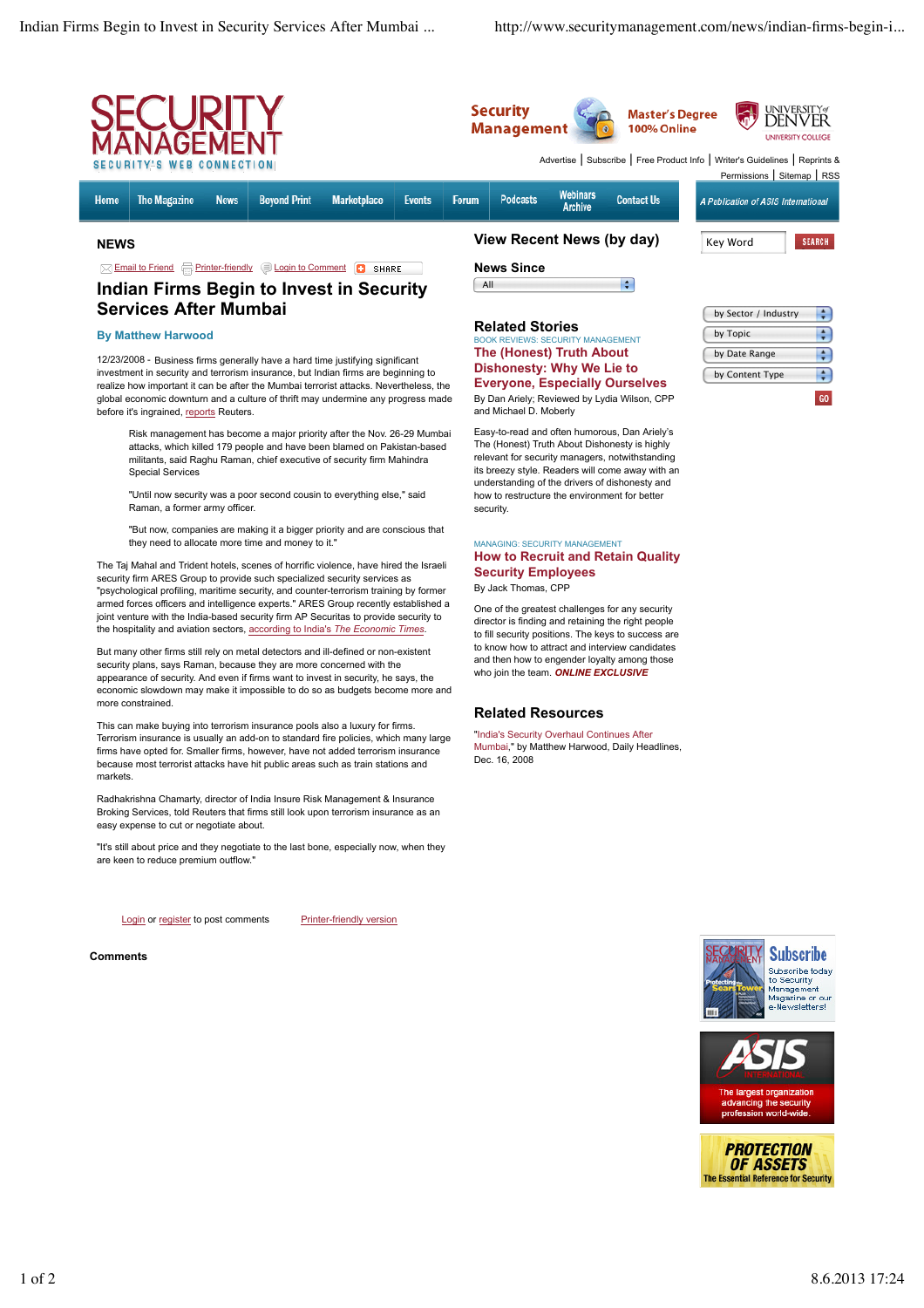# NEWS

Email to Friend | Printer-friendly | Login to Comment | SHARE

## Indian Firms Begin to Invest in Security Services After Mumbai

### By Matthew Harwood

12/23/2008 - Business firms generally have a hard time justifying significant investment in security and terrorism insurance, but Indian firms are beginning to realize how important it can be after the Mumbai terrorist attacks. Nevertheless, the global economic downturn and a culture of thrift may undermine any progress made before it's ingrained, reports Reuters.

> Risk management has become a major priority after the Nov. 26-29 Mumbai attacks, which killed 179 people and have been blamed on Pakistan-based militants, said Raghu Raman, chief executive of security firm Mahindra Special Services
>
> "Until now security was a poor second cousin to everything else," said Raman, a former army officer.
>
> "But now, companies are making it a bigger priority and are conscious that they need to allocate more time and money to it."

The Taj Mahal and Trident hotels, scenes of horrific violence, have hired the Israeli security firm ARES Group to provide such specialized security services as "psychological profiling, maritime security, and counter-terrorism training by former armed forces officers and intelligence experts." ARES Group recently established a joint venture with the India-based security firm AP Securitas to provide security to the hospitality and aviation sectors, according to India's *The Economic Times*.

But many other firms still rely on metal detectors and ill-defined or non-existent security plans, says Raman, because they are more concerned with the appearance of security. And even if firms want to invest in security, he says, the economic slowdown may make it impossible to do so as budgets become more and more constrained.

This can make buying into terrorism insurance pools also a luxury for firms. Terrorism insurance is usually an add-on to standard fire policies, which many large firms have opted for. Smaller firms, however, have not added terrorism insurance because most terrorist attacks have hit public areas such as train stations and markets.

Radhakrishna Chamarty, director of India Insure Risk Management & Insurance Broking Services, told Reuters that firms still look upon terrorism insurance as an easy expense to cut or negotiate about.

"It's still about price and they negotiate to the last bone, especially now, when they are keen to reduce premium outflow."

Login or register to post comments | Printer-friendly version

**Comments**

## View Recent News (by day)

**News Since**

## Related Stories

BOOK REVIEWS: SECURITY MANAGEMENT

### The (Honest) Truth About Dishonesty: Why We Lie to Everyone, Especially Ourselves

By Dan Ariely; Reviewed by Lydia Wilson, CPP and Michael D. Moberly

Easy-to-read and often humorous, Dan Ariely's The (Honest) Truth About Dishonesty is highly relevant for security managers, notwithstanding its breezy style. Readers will come away with an understanding of the drivers of dishonesty and how to restructure the environment for better security.

MANAGING: SECURITY MANAGEMENT

### How to Recruit and Retain Quality Security Employees

By Jack Thomas, CPP

One of the greatest challenges for any security director is finding and retaining the right people to fill security positions. The keys to success are to know how to attract and interview candidates and then how to engender loyalty among those who join the team. ***ONLINE EXCLUSIVE***

## Related Resources

"India's Security Overhaul Continues After Mumbai," by Matthew Harwood, Daily Headlines, Dec. 16, 2008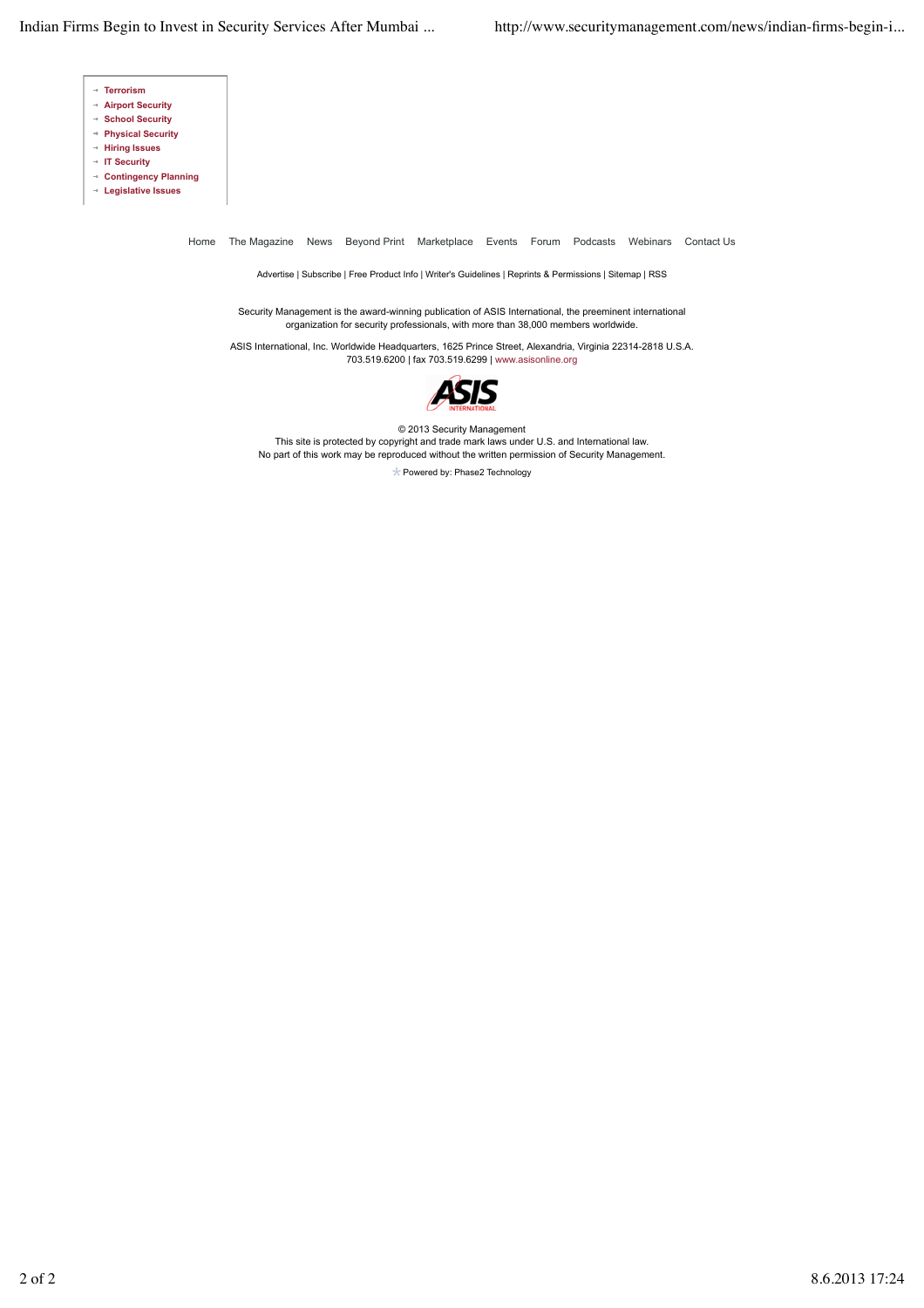- Terrorism
- Airport Security
- School Security
- Physical Security
- Hiring Issues
- IT Security
- Contingency Planning
- Legislative Issues

Home The Magazine News Beyond Print Marketplace Events Forum Podcasts Webinars Contact Us

Advertise | Subscribe | Free Product Info | Writer's Guidelines | Reprints & Permissions | Sitemap | RSS

Security Management is the award-winning publication of ASIS International, the preeminent international organization for security professionals, with more than 38,000 members worldwide.

ASIS International, Inc. Worldwide Headquarters, 1625 Prince Street, Alexandria, Virginia 22314-2818 U.S.A.
703.519.6200 | fax 703.519.6299 | www.asisonline.org

© 2013 Security Management
This site is protected by copyright and trade mark laws under U.S. and International law.
No part of this work may be reproduced without the written permission of Security Management.

Powered by: Phase2 Technology